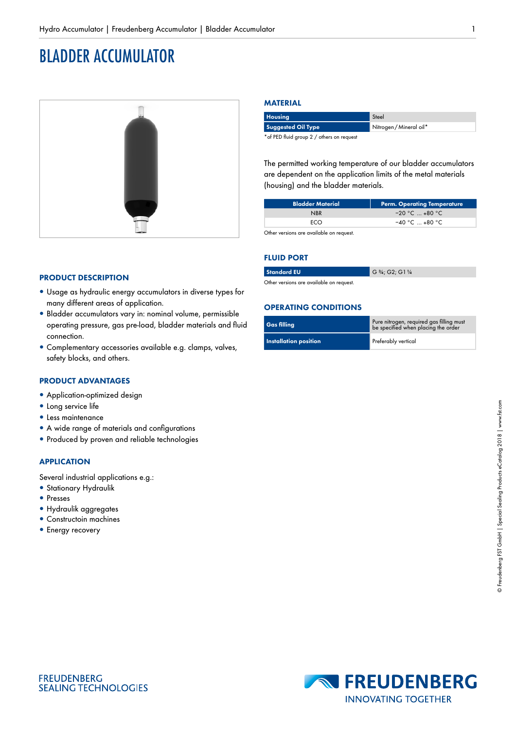# BLADDER ACCUMULATOR

## PRODUCT DESCRIPTION

- Usage as hydraulic energy accumulators in diverse types for many different areas of application.
- Bladder accumulators vary in: nominal volume, permissible operating pressure, gas pre-load, bladder materials and fluid connection.
- Complementary accessories available e.g. clamps, valves, safety blocks, and others.

## PRODUCT ADVANTAGES

- Application-optimized design
- Long service life
- Less maintenance
- A wide range of materials and configurations
- Produced by proven and reliable technologies

## APPLICATION

Several industrial applications e.g.:

- Stationary Hydraulik
- Presses
- Hydraulik aggregates
- Constructoin machines
- Energy recovery

## MATERIAL

| Housing | Steel |
| --- | --- |
| Suggested Oil Type | Nitrogen / Mineral oil* |

*of PED fluid group 2 / others on request

The permitted working temperature of our bladder accumulators are dependent on the application limits of the metal materials (housing) and the bladder materials.

| Bladder Material | Perm. Operating Temperature |
| --- | --- |
| NBR | −20 °C ... +80 °C |
| ECO | −40 °C ... +80 °C |

Other versions are available on request.

## FLUID PORT

| Standard EU | G ¾; G2; G1 ¼ |
| --- | --- |

Other versions are available on request.

## OPERATING CONDITIONS

| Gas filling | Pure nitrogen, required gas filling must be specified when placing the order |
| --- | --- |
| Installation position | Preferably vertical |

FREUDENBERG SEALING TECHNOLOGIES

FREUDENBERG INNOVATING TOGETHER

© Freudenberg FST GmbH | Special Sealing Products eCatalog 2018 | www.fst.com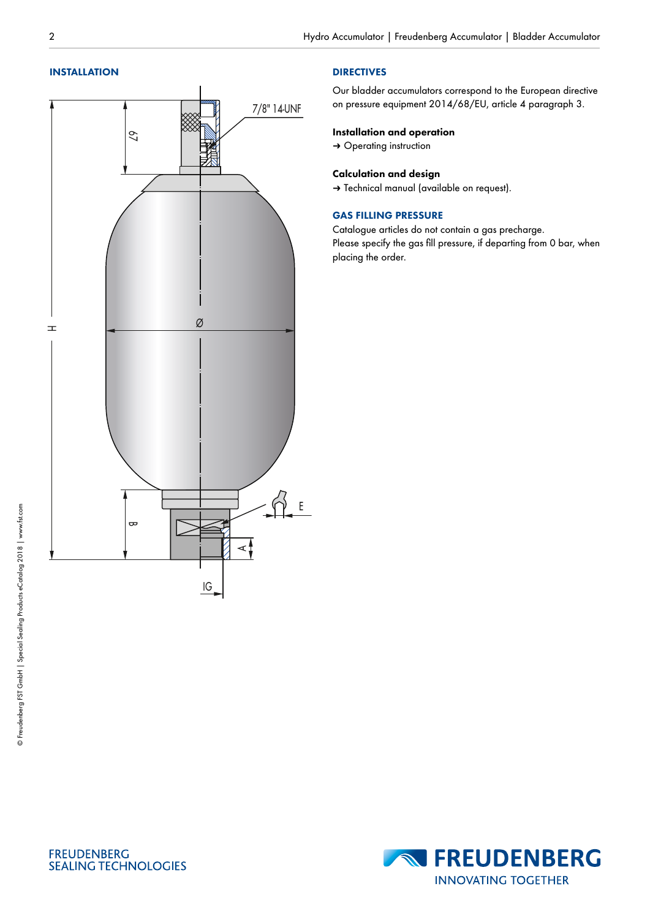## INSTALLATION

7/8" 14-UNF

67

H

Ø

B

E

A

IG

## DIRECTIVES

Our bladder accumulators correspond to the European directive on pressure equipment 2014/68/EU, article 4 paragraph 3.

**Installation and operation**

→ Operating instruction

**Calculation and design**

→ Technical manual (available on request).

## GAS FILLING PRESSURE

Catalogue articles do not contain a gas precharge.
Please specify the gas fill pressure, if departing from 0 bar, when placing the order.